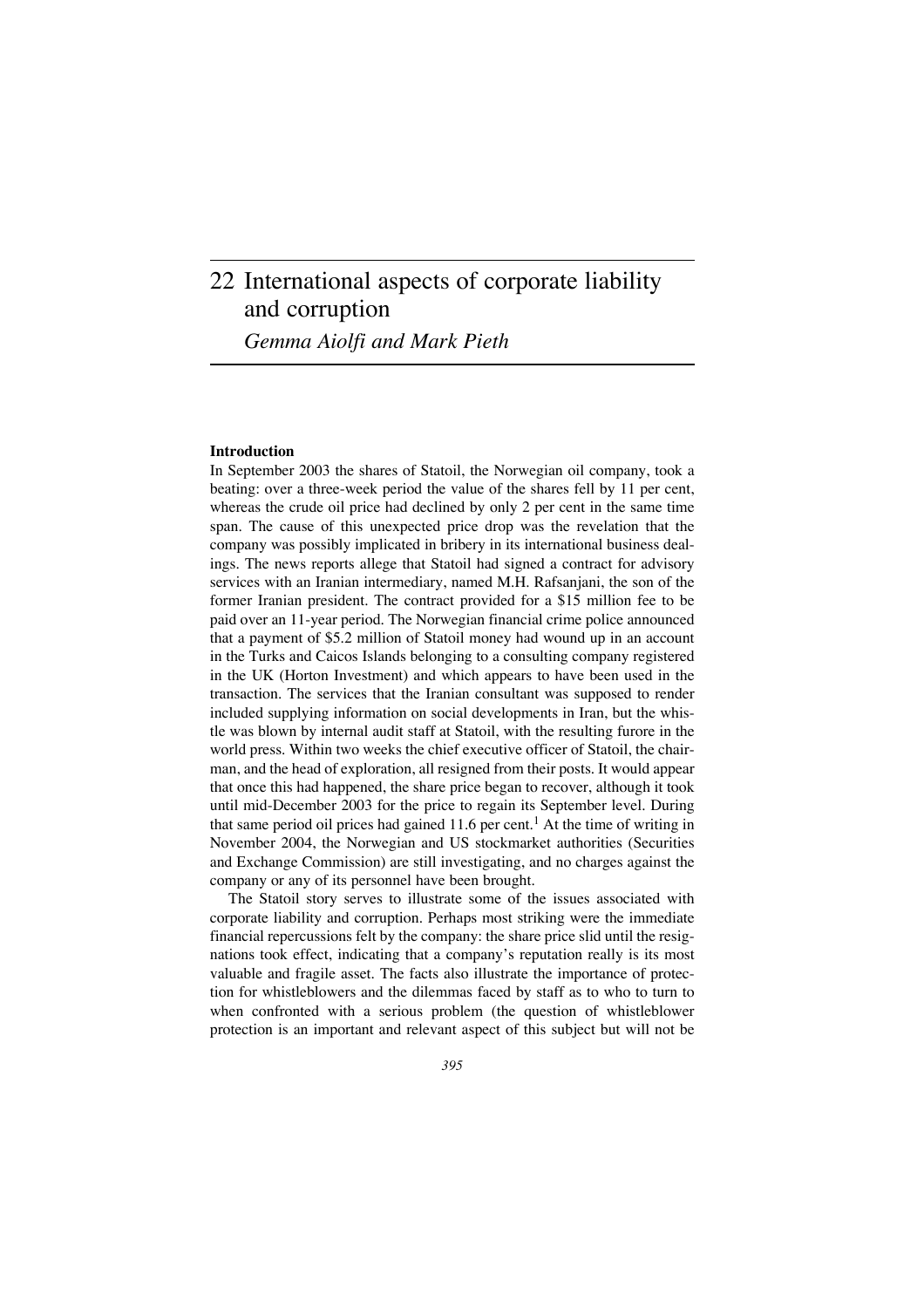# 22 International aspects of corporate liability and corruption

*Gemma Aiolfi and Mark Pieth*

## Introduction

In September 2003 the shares of Statoil, the Norwegian oil company, took a beating: over a three-week period the value of the shares fell by 11 per cent, whereas the crude oil price had declined by only 2 per cent in the same time span. The cause of this unexpected price drop was the revelation that the company was possibly implicated in bribery in its international business dealings. The news reports allege that Statoil had signed a contract for advisory services with an Iranian intermediary, named M.H. Rafsanjani, the son of the former Iranian president. The contract provided for a $15 million fee to be paid over an 11-year period. The Norwegian financial crime police announced that a payment of $5.2 million of Statoil money had wound up in an account in the Turks and Caicos Islands belonging to a consulting company registered in the UK (Horton Investment) and which appears to have been used in the transaction. The services that the Iranian consultant was supposed to render included supplying information on social developments in Iran, but the whistle was blown by internal audit staff at Statoil, with the resulting furore in the world press. Within two weeks the chief executive officer of Statoil, the chairman, and the head of exploration, all resigned from their posts. It would appear that once this had happened, the share price began to recover, although it took until mid-December 2003 for the price to regain its September level. During that same period oil prices had gained 11.6 per cent.[1] At the time of writing in November 2004, the Norwegian and US stockmarket authorities (Securities and Exchange Commission) are still investigating, and no charges against the company or any of its personnel have been brought.

The Statoil story serves to illustrate some of the issues associated with corporate liability and corruption. Perhaps most striking were the immediate financial repercussions felt by the company: the share price slid until the resignations took effect, indicating that a company's reputation really is its most valuable and fragile asset. The facts also illustrate the importance of protection for whistleblowers and the dilemmas faced by staff as to who to turn to when confronted with a serious problem (the question of whistleblower protection is an important and relevant aspect of this subject but will not be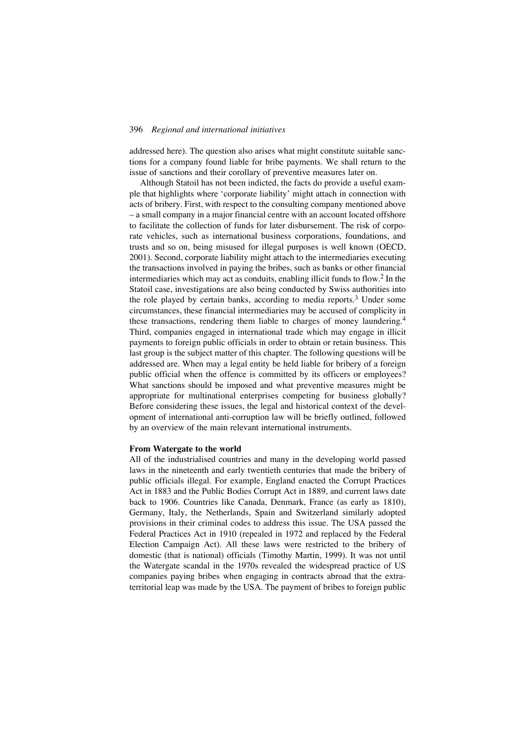addressed here). The question also arises what might constitute suitable sanctions for a company found liable for bribe payments. We shall return to the issue of sanctions and their corollary of preventive measures later on.

Although Statoil has not been indicted, the facts do provide a useful example that highlights where 'corporate liability' might attach in connection with acts of bribery. First, with respect to the consulting company mentioned above – a small company in a major financial centre with an account located offshore to facilitate the collection of funds for later disbursement. The risk of corporate vehicles, such as international business corporations, foundations, and trusts and so on, being misused for illegal purposes is well known (OECD, 2001). Second, corporate liability might attach to the intermediaries executing the transactions involved in paying the bribes, such as banks or other financial intermediaries which may act as conduits, enabling illicit funds to flow.[2] In the Statoil case, investigations are also being conducted by Swiss authorities into the role played by certain banks, according to media reports.[3] Under some circumstances, these financial intermediaries may be accused of complicity in these transactions, rendering them liable to charges of money laundering.[4] Third, companies engaged in international trade which may engage in illicit payments to foreign public officials in order to obtain or retain business. This last group is the subject matter of this chapter. The following questions will be addressed are. When may a legal entity be held liable for bribery of a foreign public official when the offence is committed by its officers or employees? What sanctions should be imposed and what preventive measures might be appropriate for multinational enterprises competing for business globally? Before considering these issues, the legal and historical context of the development of international anti-corruption law will be briefly outlined, followed by an overview of the main relevant international instruments.

**From Watergate to the world**

All of the industrialised countries and many in the developing world passed laws in the nineteenth and early twentieth centuries that made the bribery of public officials illegal. For example, England enacted the Corrupt Practices Act in 1883 and the Public Bodies Corrupt Act in 1889, and current laws date back to 1906. Countries like Canada, Denmark, France (as early as 1810), Germany, Italy, the Netherlands, Spain and Switzerland similarly adopted provisions in their criminal codes to address this issue. The USA passed the Federal Practices Act in 1910 (repealed in 1972 and replaced by the Federal Election Campaign Act). All these laws were restricted to the bribery of domestic (that is national) officials (Timothy Martin, 1999). It was not until the Watergate scandal in the 1970s revealed the widespread practice of US companies paying bribes when engaging in contracts abroad that the extraterritorial leap was made by the USA. The payment of bribes to foreign public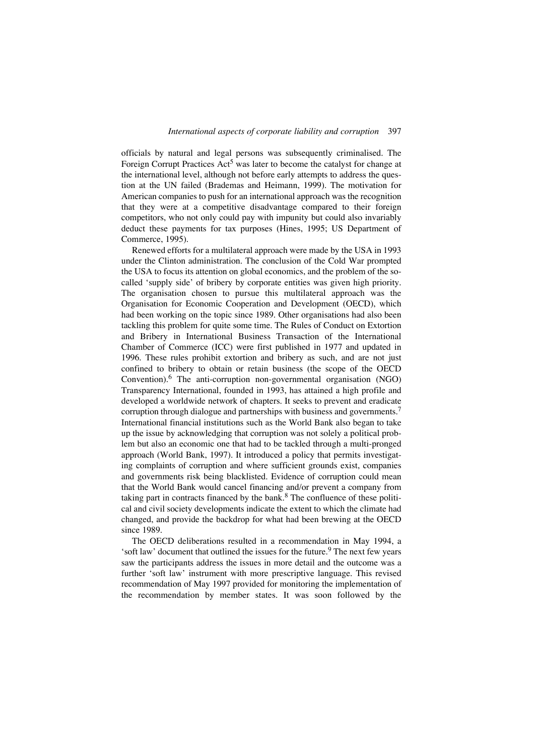officials by natural and legal persons was subsequently criminalised. The Foreign Corrupt Practices Act[5] was later to become the catalyst for change at the international level, although not before early attempts to address the question at the UN failed (Brademas and Heimann, 1999). The motivation for American companies to push for an international approach was the recognition that they were at a competitive disadvantage compared to their foreign competitors, who not only could pay with impunity but could also invariably deduct these payments for tax purposes (Hines, 1995; US Department of Commerce, 1995).

Renewed efforts for a multilateral approach were made by the USA in 1993 under the Clinton administration. The conclusion of the Cold War prompted the USA to focus its attention on global economics, and the problem of the so-called 'supply side' of bribery by corporate entities was given high priority. The organisation chosen to pursue this multilateral approach was the Organisation for Economic Cooperation and Development (OECD), which had been working on the topic since 1989. Other organisations had also been tackling this problem for quite some time. The Rules of Conduct on Extortion and Bribery in International Business Transaction of the International Chamber of Commerce (ICC) were first published in 1977 and updated in 1996. These rules prohibit extortion and bribery as such, and are not just confined to bribery to obtain or retain business (the scope of the OECD Convention).[6] The anti-corruption non-governmental organisation (NGO) Transparency International, founded in 1993, has attained a high profile and developed a worldwide network of chapters. It seeks to prevent and eradicate corruption through dialogue and partnerships with business and governments.[7] International financial institutions such as the World Bank also began to take up the issue by acknowledging that corruption was not solely a political problem but also an economic one that had to be tackled through a multi-pronged approach (World Bank, 1997). It introduced a policy that permits investigating complaints of corruption and where sufficient grounds exist, companies and governments risk being blacklisted. Evidence of corruption could mean that the World Bank would cancel financing and/or prevent a company from taking part in contracts financed by the bank.[8] The confluence of these political and civil society developments indicate the extent to which the climate had changed, and provide the backdrop for what had been brewing at the OECD since 1989.

The OECD deliberations resulted in a recommendation in May 1994, a 'soft law' document that outlined the issues for the future.[9] The next few years saw the participants address the issues in more detail and the outcome was a further 'soft law' instrument with more prescriptive language. This revised recommendation of May 1997 provided for monitoring the implementation of the recommendation by member states. It was soon followed by the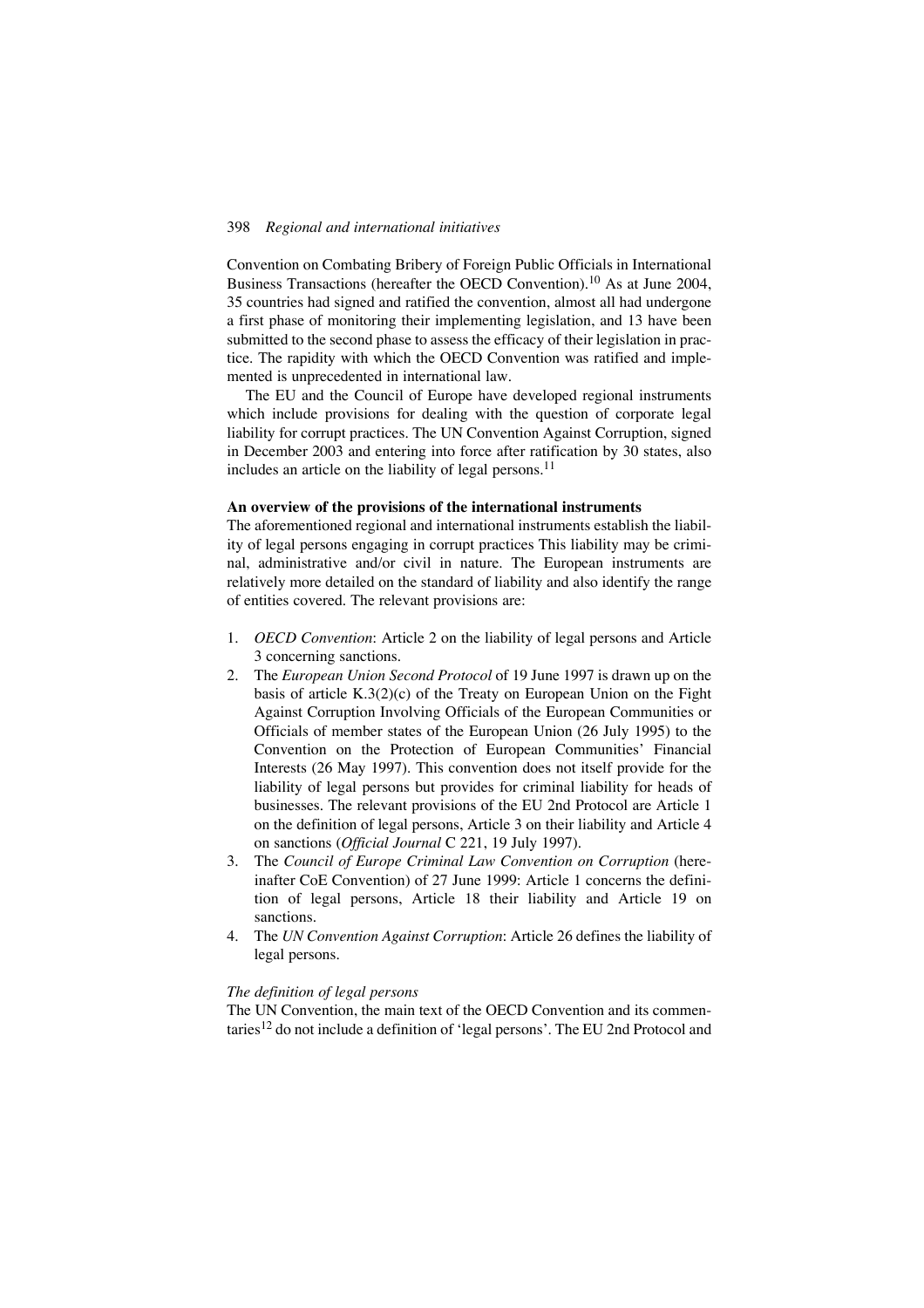Convention on Combating Bribery of Foreign Public Officials in International Business Transactions (hereafter the OECD Convention).[10] As at June 2004, 35 countries had signed and ratified the convention, almost all had undergone a first phase of monitoring their implementing legislation, and 13 have been submitted to the second phase to assess the efficacy of their legislation in practice. The rapidity with which the OECD Convention was ratified and implemented is unprecedented in international law.

The EU and the Council of Europe have developed regional instruments which include provisions for dealing with the question of corporate legal liability for corrupt practices. The UN Convention Against Corruption, signed in December 2003 and entering into force after ratification by 30 states, also includes an article on the liability of legal persons.[11]

**An overview of the provisions of the international instruments**

The aforementioned regional and international instruments establish the liability of legal persons engaging in corrupt practices This liability may be criminal, administrative and/or civil in nature. The European instruments are relatively more detailed on the standard of liability and also identify the range of entities covered. The relevant provisions are:

1. *OECD Convention*: Article 2 on the liability of legal persons and Article 3 concerning sanctions.
2. The *European Union Second Protocol* of 19 June 1997 is drawn up on the basis of article K.3(2)(c) of the Treaty on European Union on the Fight Against Corruption Involving Officials of the European Communities or Officials of member states of the European Union (26 July 1995) to the Convention on the Protection of European Communities' Financial Interests (26 May 1997). This convention does not itself provide for the liability of legal persons but provides for criminal liability for heads of businesses. The relevant provisions of the EU 2nd Protocol are Article 1 on the definition of legal persons, Article 3 on their liability and Article 4 on sanctions (*Official Journal* C 221, 19 July 1997).
3. The *Council of Europe Criminal Law Convention on Corruption* (hereinafter CoE Convention) of 27 June 1999: Article 1 concerns the definition of legal persons, Article 18 their liability and Article 19 on sanctions.
4. The *UN Convention Against Corruption*: Article 26 defines the liability of legal persons.

*The definition of legal persons*

The UN Convention, the main text of the OECD Convention and its commentaries[12] do not include a definition of 'legal persons'. The EU 2nd Protocol and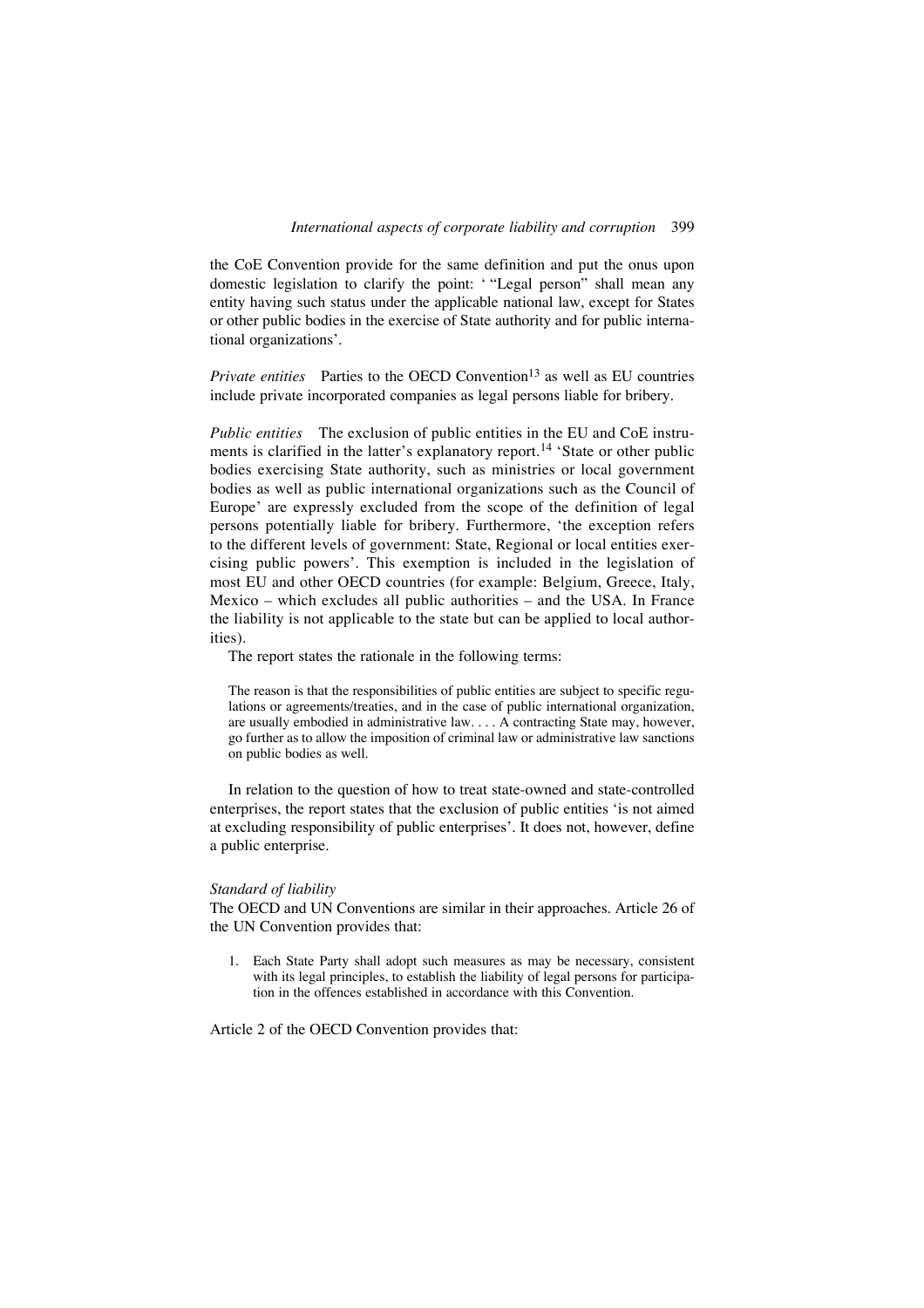the CoE Convention provide for the same definition and put the onus upon domestic legislation to clarify the point: ' "Legal person" shall mean any entity having such status under the applicable national law, except for States or other public bodies in the exercise of State authority and for public international organizations'.

*Private entities* Parties to the OECD Convention[13] as well as EU countries include private incorporated companies as legal persons liable for bribery.

*Public entities* The exclusion of public entities in the EU and CoE instruments is clarified in the latter's explanatory report.[14] 'State or other public bodies exercising State authority, such as ministries or local government bodies as well as public international organizations such as the Council of Europe' are expressly excluded from the scope of the definition of legal persons potentially liable for bribery. Furthermore, 'the exception refers to the different levels of government: State, Regional or local entities exercising public powers'. This exemption is included in the legislation of most EU and other OECD countries (for example: Belgium, Greece, Italy, Mexico – which excludes all public authorities – and the USA. In France the liability is not applicable to the state but can be applied to local authorities).

The report states the rationale in the following terms:

> The reason is that the responsibilities of public entities are subject to specific regulations or agreements/treaties, and in the case of public international organization, are usually embodied in administrative law. . . . A contracting State may, however, go further as to allow the imposition of criminal law or administrative law sanctions on public bodies as well.

In relation to the question of how to treat state-owned and state-controlled enterprises, the report states that the exclusion of public entities 'is not aimed at excluding responsibility of public enterprises'. It does not, however, define a public enterprise.

### *Standard of liability*

The OECD and UN Conventions are similar in their approaches. Article 26 of the UN Convention provides that:

> 1. Each State Party shall adopt such measures as may be necessary, consistent with its legal principles, to establish the liability of legal persons for participation in the offences established in accordance with this Convention.

Article 2 of the OECD Convention provides that: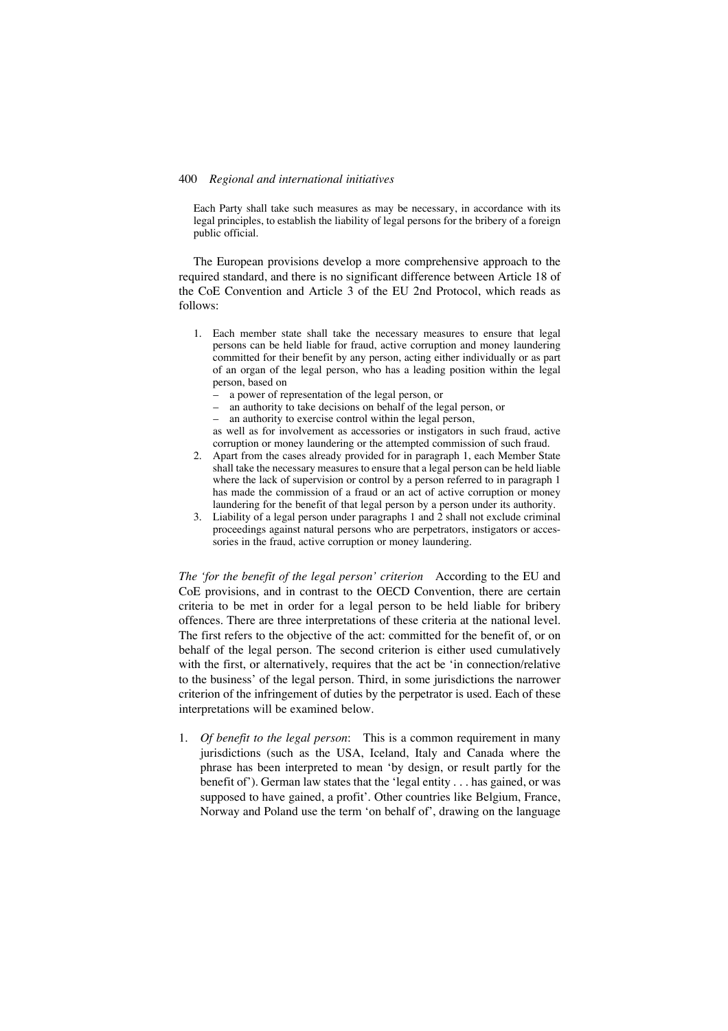> Each Party shall take such measures as may be necessary, in accordance with its legal principles, to establish the liability of legal persons for the bribery of a foreign public official.

The European provisions develop a more comprehensive approach to the required standard, and there is no significant difference between Article 18 of the CoE Convention and Article 3 of the EU 2nd Protocol, which reads as follows:

> 1. Each member state shall take the necessary measures to ensure that legal persons can be held liable for fraud, active corruption and money laundering committed for their benefit by any person, acting either individually or as part of an organ of the legal person, who has a leading position within the legal person, based on
>    - a power of representation of the legal person, or
>    - an authority to take decisions on behalf of the legal person, or
>    - an authority to exercise control within the legal person,
>
>    as well as for involvement as accessories or instigators in such fraud, active corruption or money laundering or the attempted commission of such fraud.
> 2. Apart from the cases already provided for in paragraph 1, each Member State shall take the necessary measures to ensure that a legal person can be held liable where the lack of supervision or control by a person referred to in paragraph 1 has made the commission of a fraud or an act of active corruption or money laundering for the benefit of that legal person by a person under its authority.
> 3. Liability of a legal person under paragraphs 1 and 2 shall not exclude criminal proceedings against natural persons who are perpetrators, instigators or accessories in the fraud, active corruption or money laundering.

*The 'for the benefit of the legal person' criterion* According to the EU and CoE provisions, and in contrast to the OECD Convention, there are certain criteria to be met in order for a legal person to be held liable for bribery offences. There are three interpretations of these criteria at the national level. The first refers to the objective of the act: committed for the benefit of, or on behalf of the legal person. The second criterion is either used cumulatively with the first, or alternatively, requires that the act be 'in connection/relative to the business' of the legal person. Third, in some jurisdictions the narrower criterion of the infringement of duties by the perpetrator is used. Each of these interpretations will be examined below.

1. *Of benefit to the legal person*: This is a common requirement in many jurisdictions (such as the USA, Iceland, Italy and Canada where the phrase has been interpreted to mean 'by design, or result partly for the benefit of'). German law states that the 'legal entity . . . has gained, or was supposed to have gained, a profit'. Other countries like Belgium, France, Norway and Poland use the term 'on behalf of', drawing on the language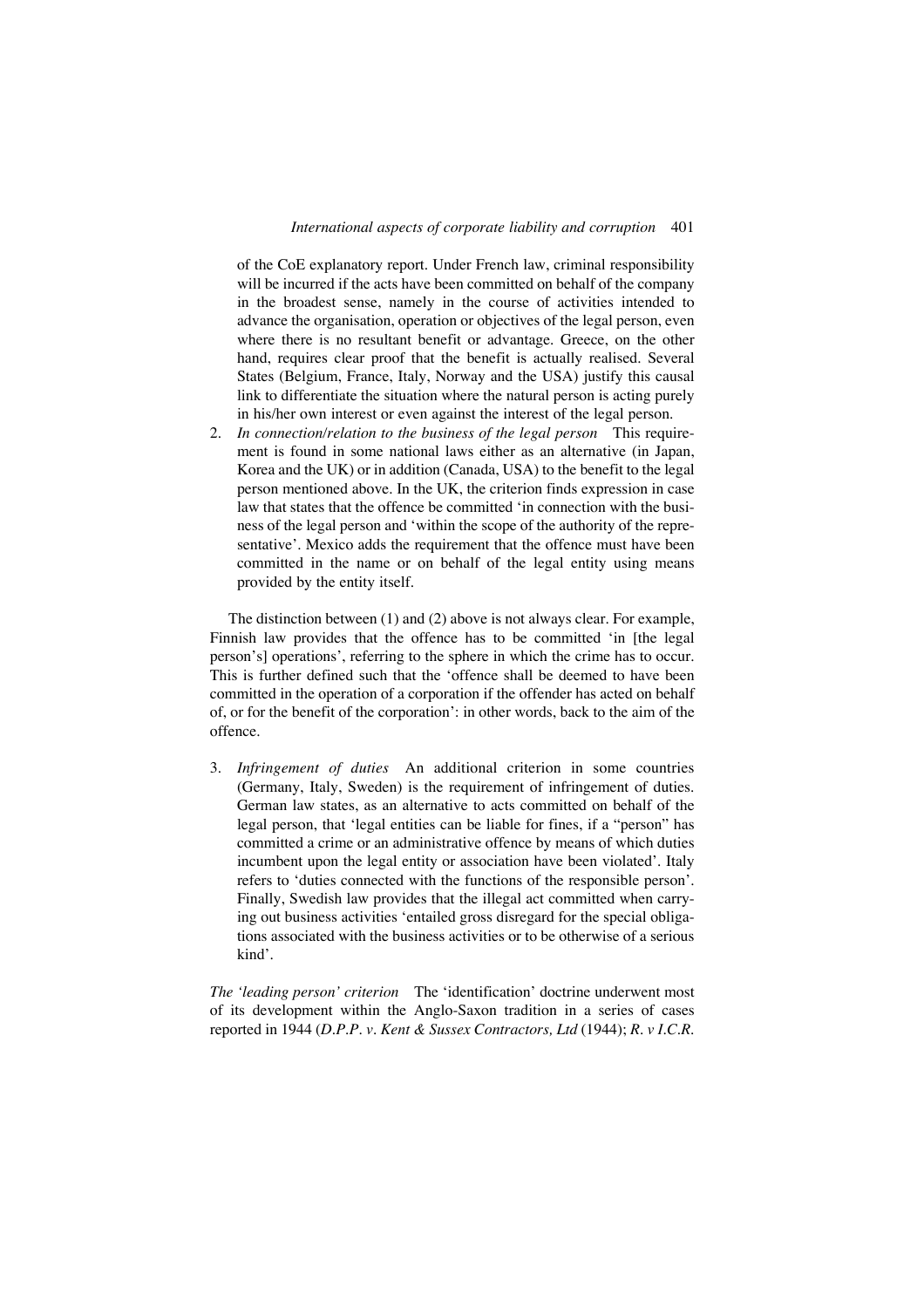of the CoE explanatory report. Under French law, criminal responsibility will be incurred if the acts have been committed on behalf of the company in the broadest sense, namely in the course of activities intended to advance the organisation, operation or objectives of the legal person, even where there is no resultant benefit or advantage. Greece, on the other hand, requires clear proof that the benefit is actually realised. Several States (Belgium, France, Italy, Norway and the USA) justify this causal link to differentiate the situation where the natural person is acting purely in his/her own interest or even against the interest of the legal person.

2. *In connection/relation to the business of the legal person* This requirement is found in some national laws either as an alternative (in Japan, Korea and the UK) or in addition (Canada, USA) to the benefit to the legal person mentioned above. In the UK, the criterion finds expression in case law that states that the offence be committed 'in connection with the business of the legal person and 'within the scope of the authority of the representative'. Mexico adds the requirement that the offence must have been committed in the name or on behalf of the legal entity using means provided by the entity itself.

The distinction between (1) and (2) above is not always clear. For example, Finnish law provides that the offence has to be committed 'in [the legal person's] operations', referring to the sphere in which the crime has to occur. This is further defined such that the 'offence shall be deemed to have been committed in the operation of a corporation if the offender has acted on behalf of, or for the benefit of the corporation': in other words, back to the aim of the offence.

3. *Infringement of duties* An additional criterion in some countries (Germany, Italy, Sweden) is the requirement of infringement of duties. German law states, as an alternative to acts committed on behalf of the legal person, that 'legal entities can be liable for fines, if a "person" has committed a crime or an administrative offence by means of which duties incumbent upon the legal entity or association have been violated'. Italy refers to 'duties connected with the functions of the responsible person'. Finally, Swedish law provides that the illegal act committed when carrying out business activities 'entailed gross disregard for the special obligations associated with the business activities or to be otherwise of a serious kind'.

*The 'leading person' criterion* The 'identification' doctrine underwent most of its development within the Anglo-Saxon tradition in a series of cases reported in 1944 (*D.P.P. v. Kent & Sussex Contractors, Ltd* (1944); *R. v I.C.R.*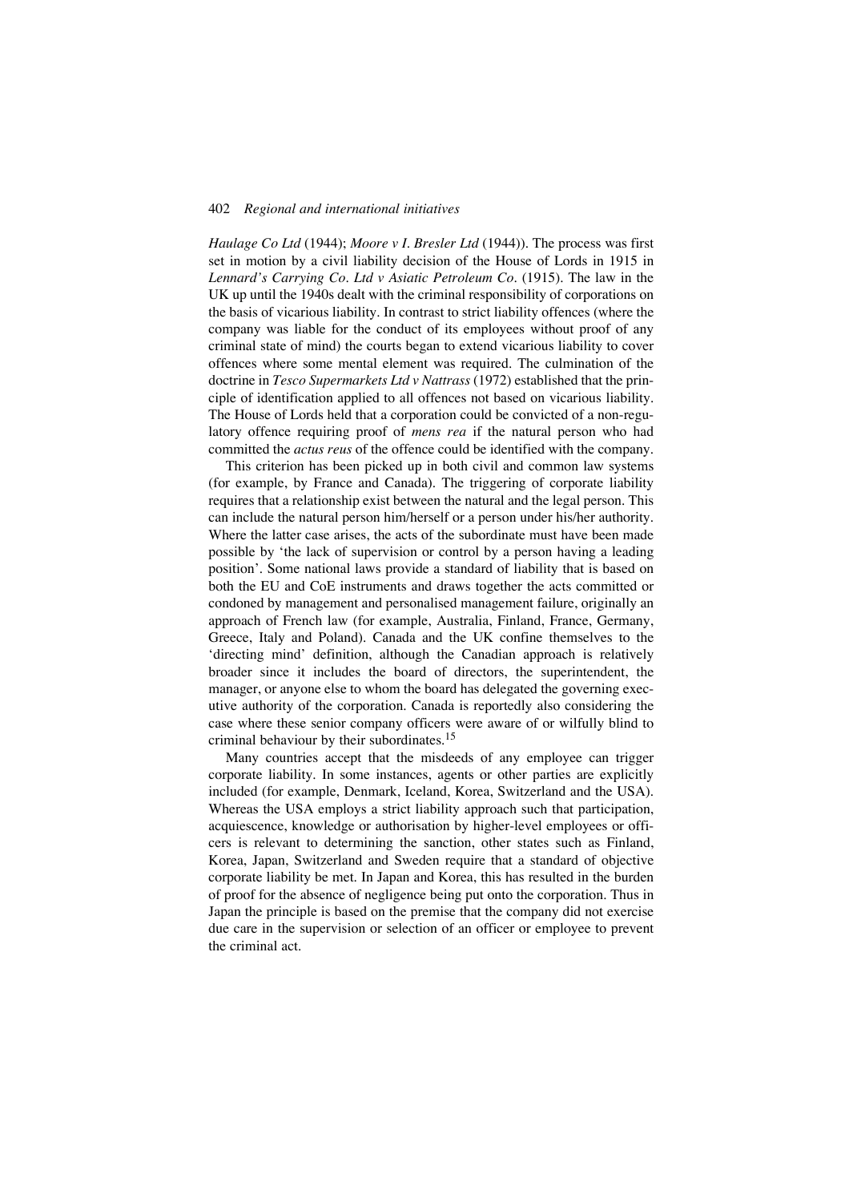*Haulage Co Ltd* (1944); *Moore v I. Bresler Ltd* (1944)). The process was first set in motion by a civil liability decision of the House of Lords in 1915 in *Lennard's Carrying Co. Ltd v Asiatic Petroleum Co.* (1915). The law in the UK up until the 1940s dealt with the criminal responsibility of corporations on the basis of vicarious liability. In contrast to strict liability offences (where the company was liable for the conduct of its employees without proof of any criminal state of mind) the courts began to extend vicarious liability to cover offences where some mental element was required. The culmination of the doctrine in *Tesco Supermarkets Ltd v Nattrass* (1972) established that the principle of identification applied to all offences not based on vicarious liability. The House of Lords held that a corporation could be convicted of a non-regulatory offence requiring proof of *mens rea* if the natural person who had committed the *actus reus* of the offence could be identified with the company.

This criterion has been picked up in both civil and common law systems (for example, by France and Canada). The triggering of corporate liability requires that a relationship exist between the natural and the legal person. This can include the natural person him/herself or a person under his/her authority. Where the latter case arises, the acts of the subordinate must have been made possible by 'the lack of supervision or control by a person having a leading position'. Some national laws provide a standard of liability that is based on both the EU and CoE instruments and draws together the acts committed or condoned by management and personalised management failure, originally an approach of French law (for example, Australia, Finland, France, Germany, Greece, Italy and Poland). Canada and the UK confine themselves to the 'directing mind' definition, although the Canadian approach is relatively broader since it includes the board of directors, the superintendent, the manager, or anyone else to whom the board has delegated the governing executive authority of the corporation. Canada is reportedly also considering the case where these senior company officers were aware of or wilfully blind to criminal behaviour by their subordinates.[15]

Many countries accept that the misdeeds of any employee can trigger corporate liability. In some instances, agents or other parties are explicitly included (for example, Denmark, Iceland, Korea, Switzerland and the USA). Whereas the USA employs a strict liability approach such that participation, acquiescence, knowledge or authorisation by higher-level employees or officers is relevant to determining the sanction, other states such as Finland, Korea, Japan, Switzerland and Sweden require that a standard of objective corporate liability be met. In Japan and Korea, this has resulted in the burden of proof for the absence of negligence being put onto the corporation. Thus in Japan the principle is based on the premise that the company did not exercise due care in the supervision or selection of an officer or employee to prevent the criminal act.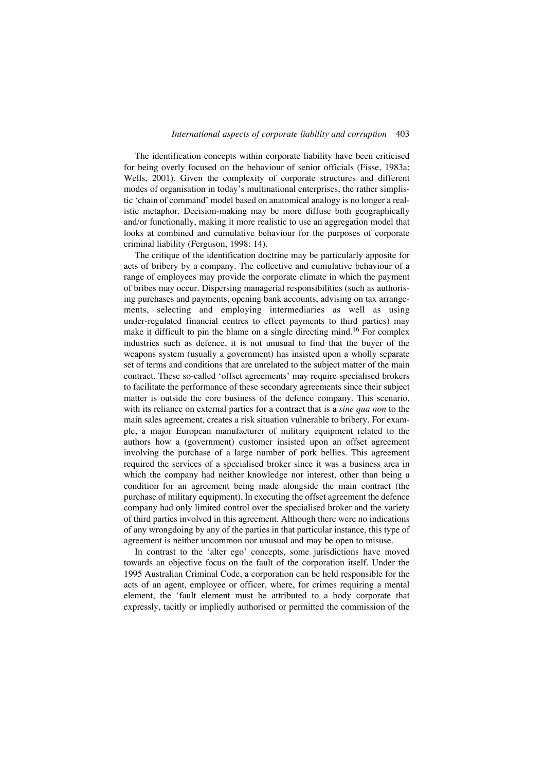The identification concepts within corporate liability have been criticised for being overly focused on the behaviour of senior officials (Fisse, 1983a; Wells, 2001). Given the complexity of corporate structures and different modes of organisation in today's multinational enterprises, the rather simplistic 'chain of command' model based on anatomical analogy is no longer a realistic metaphor. Decision-making may be more diffuse both geographically and/or functionally, making it more realistic to use an aggregation model that looks at combined and cumulative behaviour for the purposes of corporate criminal liability (Ferguson, 1998: 14).

The critique of the identification doctrine may be particularly apposite for acts of bribery by a company. The collective and cumulative behaviour of a range of employees may provide the corporate climate in which the payment of bribes may occur. Dispersing managerial responsibilities (such as authorising purchases and payments, opening bank accounts, advising on tax arrangements, selecting and employing intermediaries as well as using under-regulated financial centres to effect payments to third parties) may make it difficult to pin the blame on a single directing mind.[16] For complex industries such as defence, it is not unusual to find that the buyer of the weapons system (usually a government) has insisted upon a wholly separate set of terms and conditions that are unrelated to the subject matter of the main contract. These so-called 'offset agreements' may require specialised brokers to facilitate the performance of these secondary agreements since their subject matter is outside the core business of the defence company. This scenario, with its reliance on external parties for a contract that is a *sine qua non* to the main sales agreement, creates a risk situation vulnerable to bribery. For example, a major European manufacturer of military equipment related to the authors how a (government) customer insisted upon an offset agreement involving the purchase of a large number of pork bellies. This agreement required the services of a specialised broker since it was a business area in which the company had neither knowledge nor interest, other than being a condition for an agreement being made alongside the main contract (the purchase of military equipment). In executing the offset agreement the defence company had only limited control over the specialised broker and the variety of third parties involved in this agreement. Although there were no indications of any wrongdoing by any of the parties in that particular instance, this type of agreement is neither uncommon nor unusual and may be open to misuse.

In contrast to the 'alter ego' concepts, some jurisdictions have moved towards an objective focus on the fault of the corporation itself. Under the 1995 Australian Criminal Code, a corporation can be held responsible for the acts of an agent, employee or officer, where, for crimes requiring a mental element, the 'fault element must be attributed to a body corporate that expressly, tacitly or impliedly authorised or permitted the commission of the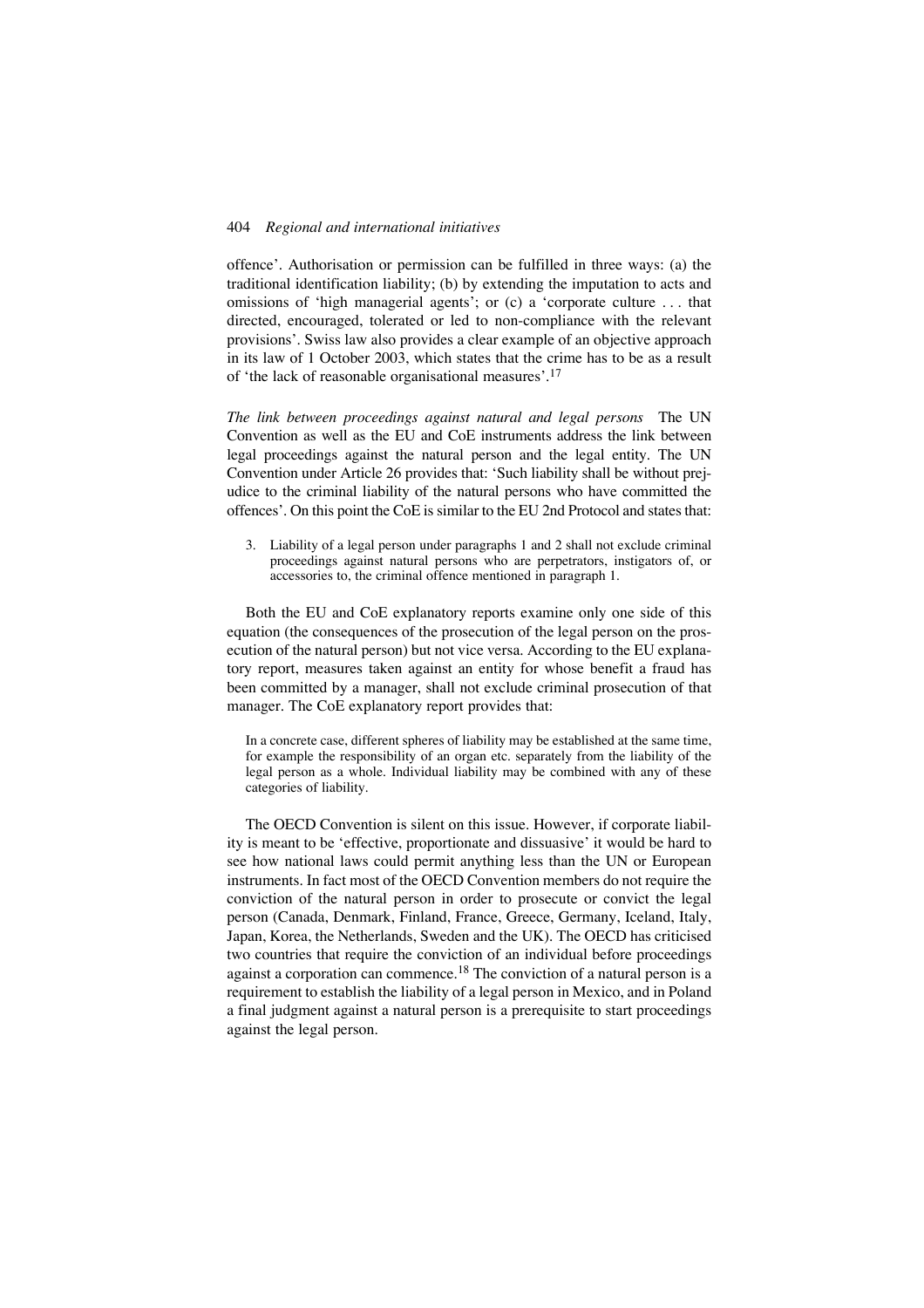offence'. Authorisation or permission can be fulfilled in three ways: (a) the traditional identification liability; (b) by extending the imputation to acts and omissions of 'high managerial agents'; or (c) a 'corporate culture . . . that directed, encouraged, tolerated or led to non-compliance with the relevant provisions'. Swiss law also provides a clear example of an objective approach in its law of 1 October 2003, which states that the crime has to be as a result of 'the lack of reasonable organisational measures'.[17]

*The link between proceedings against natural and legal persons* The UN Convention as well as the EU and CoE instruments address the link between legal proceedings against the natural person and the legal entity. The UN Convention under Article 26 provides that: 'Such liability shall be without prejudice to the criminal liability of the natural persons who have committed the offences'. On this point the CoE is similar to the EU 2nd Protocol and states that:

> 3. Liability of a legal person under paragraphs 1 and 2 shall not exclude criminal proceedings against natural persons who are perpetrators, instigators of, or accessories to, the criminal offence mentioned in paragraph 1.

Both the EU and CoE explanatory reports examine only one side of this equation (the consequences of the prosecution of the legal person on the prosecution of the natural person) but not vice versa. According to the EU explanatory report, measures taken against an entity for whose benefit a fraud has been committed by a manager, shall not exclude criminal prosecution of that manager. The CoE explanatory report provides that:

> In a concrete case, different spheres of liability may be established at the same time, for example the responsibility of an organ etc. separately from the liability of the legal person as a whole. Individual liability may be combined with any of these categories of liability.

The OECD Convention is silent on this issue. However, if corporate liability is meant to be 'effective, proportionate and dissuasive' it would be hard to see how national laws could permit anything less than the UN or European instruments. In fact most of the OECD Convention members do not require the conviction of the natural person in order to prosecute or convict the legal person (Canada, Denmark, Finland, France, Greece, Germany, Iceland, Italy, Japan, Korea, the Netherlands, Sweden and the UK). The OECD has criticised two countries that require the conviction of an individual before proceedings against a corporation can commence.[18] The conviction of a natural person is a requirement to establish the liability of a legal person in Mexico, and in Poland a final judgment against a natural person is a prerequisite to start proceedings against the legal person.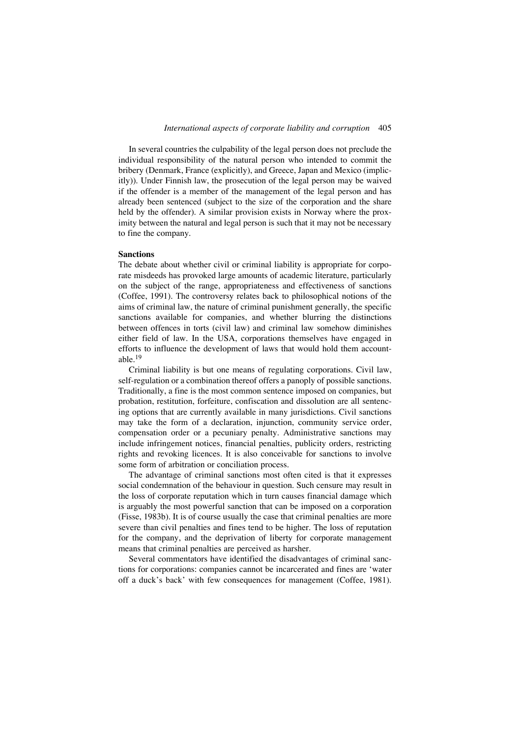In several countries the culpability of the legal person does not preclude the individual responsibility of the natural person who intended to commit the bribery (Denmark, France (explicitly), and Greece, Japan and Mexico (implicitly)). Under Finnish law, the prosecution of the legal person may be waived if the offender is a member of the management of the legal person and has already been sentenced (subject to the size of the corporation and the share held by the offender). A similar provision exists in Norway where the proximity between the natural and legal person is such that it may not be necessary to fine the company.

## Sanctions

The debate about whether civil or criminal liability is appropriate for corporate misdeeds has provoked large amounts of academic literature, particularly on the subject of the range, appropriateness and effectiveness of sanctions (Coffee, 1991). The controversy relates back to philosophical notions of the aims of criminal law, the nature of criminal punishment generally, the specific sanctions available for companies, and whether blurring the distinctions between offences in torts (civil law) and criminal law somehow diminishes either field of law. In the USA, corporations themselves have engaged in efforts to influence the development of laws that would hold them accountable.[19]

Criminal liability is but one means of regulating corporations. Civil law, self-regulation or a combination thereof offers a panoply of possible sanctions. Traditionally, a fine is the most common sentence imposed on companies, but probation, restitution, forfeiture, confiscation and dissolution are all sentencing options that are currently available in many jurisdictions. Civil sanctions may take the form of a declaration, injunction, community service order, compensation order or a pecuniary penalty. Administrative sanctions may include infringement notices, financial penalties, publicity orders, restricting rights and revoking licences. It is also conceivable for sanctions to involve some form of arbitration or conciliation process.

The advantage of criminal sanctions most often cited is that it expresses social condemnation of the behaviour in question. Such censure may result in the loss of corporate reputation which in turn causes financial damage which is arguably the most powerful sanction that can be imposed on a corporation (Fisse, 1983b). It is of course usually the case that criminal penalties are more severe than civil penalties and fines tend to be higher. The loss of reputation for the company, and the deprivation of liberty for corporate management means that criminal penalties are perceived as harsher.

Several commentators have identified the disadvantages of criminal sanctions for corporations: companies cannot be incarcerated and fines are 'water off a duck's back' with few consequences for management (Coffee, 1981).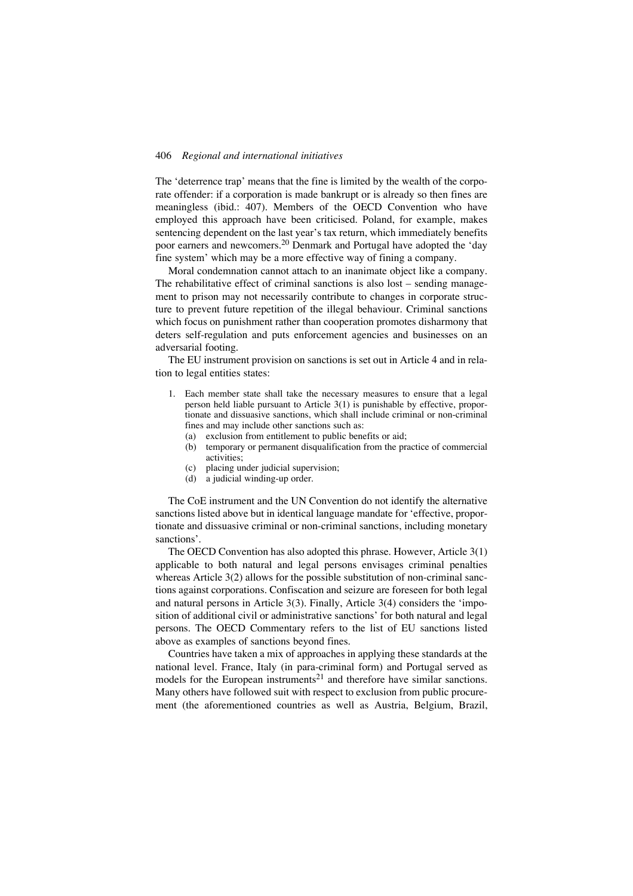The 'deterrence trap' means that the fine is limited by the wealth of the corporate offender: if a corporation is made bankrupt or is already so then fines are meaningless (ibid.: 407). Members of the OECD Convention who have employed this approach have been criticised. Poland, for example, makes sentencing dependent on the last year's tax return, which immediately benefits poor earners and newcomers.[20] Denmark and Portugal have adopted the 'day fine system' which may be a more effective way of fining a company.

Moral condemnation cannot attach to an inanimate object like a company. The rehabilitative effect of criminal sanctions is also lost – sending management to prison may not necessarily contribute to changes in corporate structure to prevent future repetition of the illegal behaviour. Criminal sanctions which focus on punishment rather than cooperation promotes disharmony that deters self-regulation and puts enforcement agencies and businesses on an adversarial footing.

The EU instrument provision on sanctions is set out in Article 4 and in relation to legal entities states:

> 1. Each member state shall take the necessary measures to ensure that a legal person held liable pursuant to Article 3(1) is punishable by effective, proportionate and dissuasive sanctions, which shall include criminal or non-criminal fines and may include other sanctions such as:
>    (a) exclusion from entitlement to public benefits or aid;
>    (b) temporary or permanent disqualification from the practice of commercial activities;
>    (c) placing under judicial supervision;
>    (d) a judicial winding-up order.

The CoE instrument and the UN Convention do not identify the alternative sanctions listed above but in identical language mandate for 'effective, proportionate and dissuasive criminal or non-criminal sanctions, including monetary sanctions'.

The OECD Convention has also adopted this phrase. However, Article 3(1) applicable to both natural and legal persons envisages criminal penalties whereas Article 3(2) allows for the possible substitution of non-criminal sanctions against corporations. Confiscation and seizure are foreseen for both legal and natural persons in Article 3(3). Finally, Article 3(4) considers the 'imposition of additional civil or administrative sanctions' for both natural and legal persons. The OECD Commentary refers to the list of EU sanctions listed above as examples of sanctions beyond fines.

Countries have taken a mix of approaches in applying these standards at the national level. France, Italy (in para-criminal form) and Portugal served as models for the European instruments[21] and therefore have similar sanctions. Many others have followed suit with respect to exclusion from public procurement (the aforementioned countries as well as Austria, Belgium, Brazil,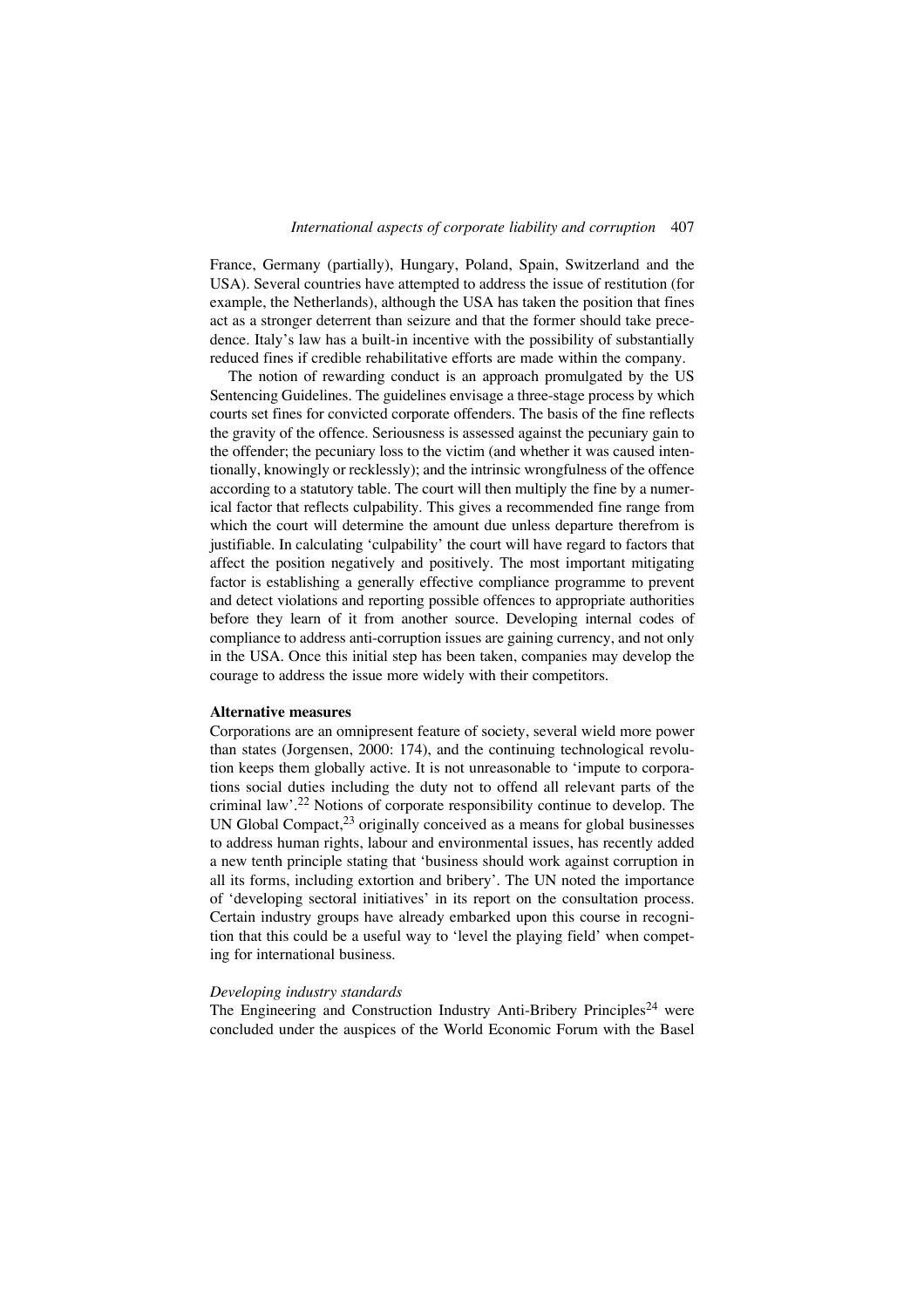France, Germany (partially), Hungary, Poland, Spain, Switzerland and the USA). Several countries have attempted to address the issue of restitution (for example, the Netherlands), although the USA has taken the position that fines act as a stronger deterrent than seizure and that the former should take precedence. Italy's law has a built-in incentive with the possibility of substantially reduced fines if credible rehabilitative efforts are made within the company.

The notion of rewarding conduct is an approach promulgated by the US Sentencing Guidelines. The guidelines envisage a three-stage process by which courts set fines for convicted corporate offenders. The basis of the fine reflects the gravity of the offence. Seriousness is assessed against the pecuniary gain to the offender; the pecuniary loss to the victim (and whether it was caused intentionally, knowingly or recklessly); and the intrinsic wrongfulness of the offence according to a statutory table. The court will then multiply the fine by a numerical factor that reflects culpability. This gives a recommended fine range from which the court will determine the amount due unless departure therefrom is justifiable. In calculating 'culpability' the court will have regard to factors that affect the position negatively and positively. The most important mitigating factor is establishing a generally effective compliance programme to prevent and detect violations and reporting possible offences to appropriate authorities before they learn of it from another source. Developing internal codes of compliance to address anti-corruption issues are gaining currency, and not only in the USA. Once this initial step has been taken, companies may develop the courage to address the issue more widely with their competitors.

**Alternative measures**

Corporations are an omnipresent feature of society, several wield more power than states (Jorgensen, 2000: 174), and the continuing technological revolution keeps them globally active. It is not unreasonable to 'impute to corporations social duties including the duty not to offend all relevant parts of the criminal law'.[22] Notions of corporate responsibility continue to develop. The UN Global Compact,[23] originally conceived as a means for global businesses to address human rights, labour and environmental issues, has recently added a new tenth principle stating that 'business should work against corruption in all its forms, including extortion and bribery'. The UN noted the importance of 'developing sectoral initiatives' in its report on the consultation process. Certain industry groups have already embarked upon this course in recognition that this could be a useful way to 'level the playing field' when competing for international business.

*Developing industry standards*

The Engineering and Construction Industry Anti-Bribery Principles[24] were concluded under the auspices of the World Economic Forum with the Basel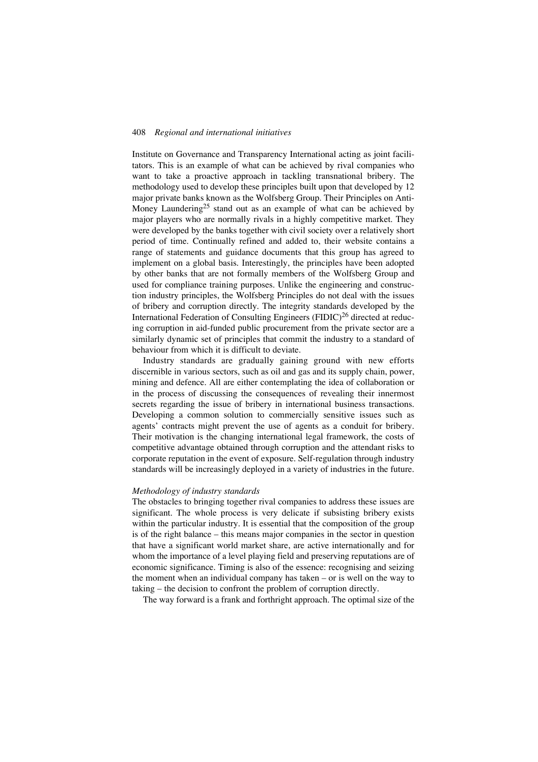Institute on Governance and Transparency International acting as joint facilitators. This is an example of what can be achieved by rival companies who want to take a proactive approach in tackling transnational bribery. The methodology used to develop these principles built upon that developed by 12 major private banks known as the Wolfsberg Group. Their Principles on Anti-Money Laundering[25] stand out as an example of what can be achieved by major players who are normally rivals in a highly competitive market. They were developed by the banks together with civil society over a relatively short period of time. Continually refined and added to, their website contains a range of statements and guidance documents that this group has agreed to implement on a global basis. Interestingly, the principles have been adopted by other banks that are not formally members of the Wolfsberg Group and used for compliance training purposes. Unlike the engineering and construction industry principles, the Wolfsberg Principles do not deal with the issues of bribery and corruption directly. The integrity standards developed by the International Federation of Consulting Engineers (FIDIC)[26] directed at reducing corruption in aid-funded public procurement from the private sector are a similarly dynamic set of principles that commit the industry to a standard of behaviour from which it is difficult to deviate.

Industry standards are gradually gaining ground with new efforts discernible in various sectors, such as oil and gas and its supply chain, power, mining and defence. All are either contemplating the idea of collaboration or in the process of discussing the consequences of revealing their innermost secrets regarding the issue of bribery in international business transactions. Developing a common solution to commercially sensitive issues such as agents' contracts might prevent the use of agents as a conduit for bribery. Their motivation is the changing international legal framework, the costs of competitive advantage obtained through corruption and the attendant risks to corporate reputation in the event of exposure. Self-regulation through industry standards will be increasingly deployed in a variety of industries in the future.

*Methodology of industry standards*

The obstacles to bringing together rival companies to address these issues are significant. The whole process is very delicate if subsisting bribery exists within the particular industry. It is essential that the composition of the group is of the right balance – this means major companies in the sector in question that have a significant world market share, are active internationally and for whom the importance of a level playing field and preserving reputations are of economic significance. Timing is also of the essence: recognising and seizing the moment when an individual company has taken – or is well on the way to taking – the decision to confront the problem of corruption directly.

The way forward is a frank and forthright approach. The optimal size of the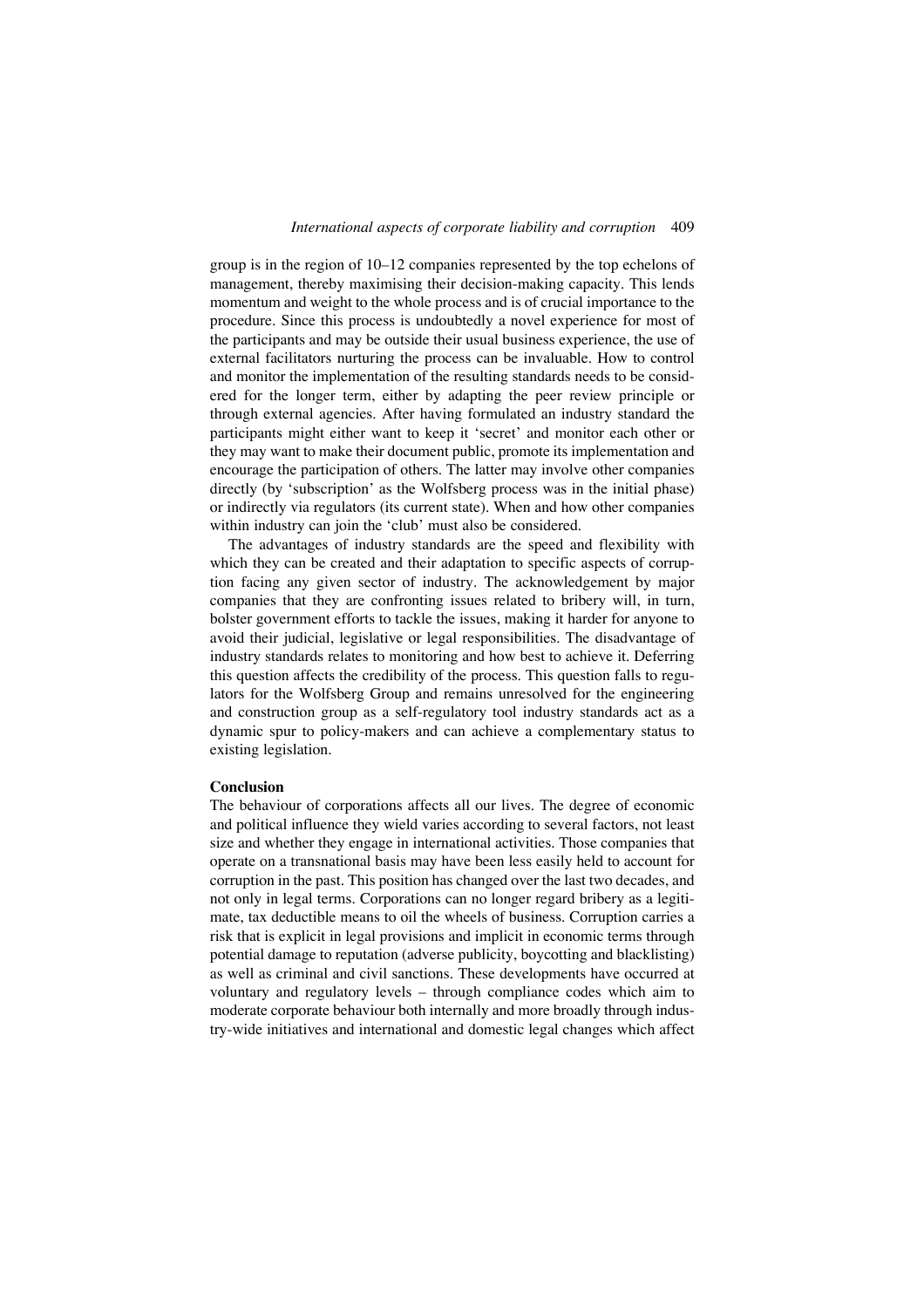group is in the region of 10–12 companies represented by the top echelons of management, thereby maximising their decision-making capacity. This lends momentum and weight to the whole process and is of crucial importance to the procedure. Since this process is undoubtedly a novel experience for most of the participants and may be outside their usual business experience, the use of external facilitators nurturing the process can be invaluable. How to control and monitor the implementation of the resulting standards needs to be considered for the longer term, either by adapting the peer review principle or through external agencies. After having formulated an industry standard the participants might either want to keep it 'secret' and monitor each other or they may want to make their document public, promote its implementation and encourage the participation of others. The latter may involve other companies directly (by 'subscription' as the Wolfsberg process was in the initial phase) or indirectly via regulators (its current state). When and how other companies within industry can join the 'club' must also be considered.

The advantages of industry standards are the speed and flexibility with which they can be created and their adaptation to specific aspects of corruption facing any given sector of industry. The acknowledgement by major companies that they are confronting issues related to bribery will, in turn, bolster government efforts to tackle the issues, making it harder for anyone to avoid their judicial, legislative or legal responsibilities. The disadvantage of industry standards relates to monitoring and how best to achieve it. Deferring this question affects the credibility of the process. This question falls to regulators for the Wolfsberg Group and remains unresolved for the engineering and construction group as a self-regulatory tool industry standards act as a dynamic spur to policy-makers and can achieve a complementary status to existing legislation.

**Conclusion**

The behaviour of corporations affects all our lives. The degree of economic and political influence they wield varies according to several factors, not least size and whether they engage in international activities. Those companies that operate on a transnational basis may have been less easily held to account for corruption in the past. This position has changed over the last two decades, and not only in legal terms. Corporations can no longer regard bribery as a legitimate, tax deductible means to oil the wheels of business. Corruption carries a risk that is explicit in legal provisions and implicit in economic terms through potential damage to reputation (adverse publicity, boycotting and blacklisting) as well as criminal and civil sanctions. These developments have occurred at voluntary and regulatory levels – through compliance codes which aim to moderate corporate behaviour both internally and more broadly through industry-wide initiatives and international and domestic legal changes which affect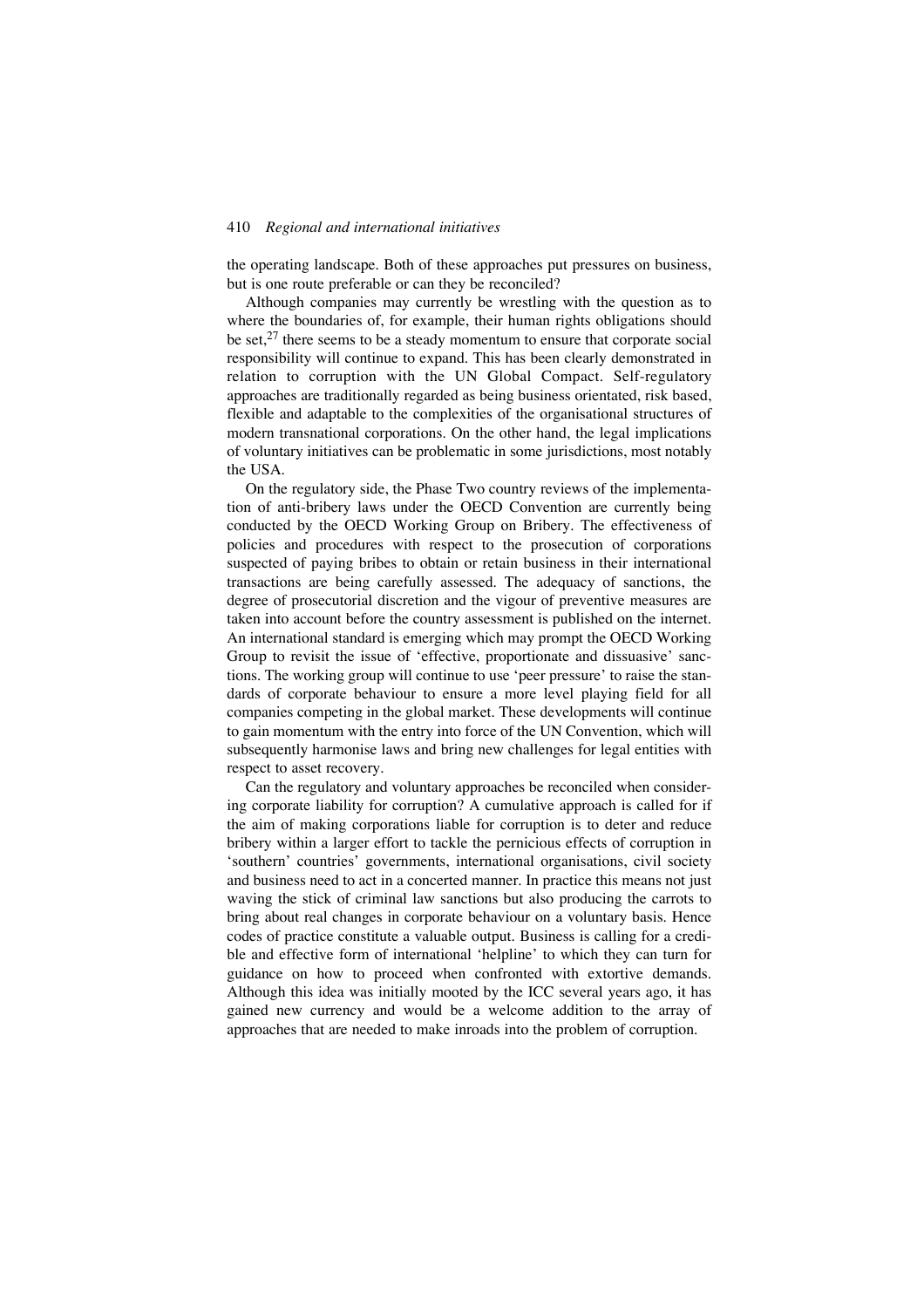the operating landscape. Both of these approaches put pressures on business, but is one route preferable or can they be reconciled?

Although companies may currently be wrestling with the question as to where the boundaries of, for example, their human rights obligations should be set,[27] there seems to be a steady momentum to ensure that corporate social responsibility will continue to expand. This has been clearly demonstrated in relation to corruption with the UN Global Compact. Self-regulatory approaches are traditionally regarded as being business orientated, risk based, flexible and adaptable to the complexities of the organisational structures of modern transnational corporations. On the other hand, the legal implications of voluntary initiatives can be problematic in some jurisdictions, most notably the USA.

On the regulatory side, the Phase Two country reviews of the implementation of anti-bribery laws under the OECD Convention are currently being conducted by the OECD Working Group on Bribery. The effectiveness of policies and procedures with respect to the prosecution of corporations suspected of paying bribes to obtain or retain business in their international transactions are being carefully assessed. The adequacy of sanctions, the degree of prosecutorial discretion and the vigour of preventive measures are taken into account before the country assessment is published on the internet. An international standard is emerging which may prompt the OECD Working Group to revisit the issue of 'effective, proportionate and dissuasive' sanctions. The working group will continue to use 'peer pressure' to raise the standards of corporate behaviour to ensure a more level playing field for all companies competing in the global market. These developments will continue to gain momentum with the entry into force of the UN Convention, which will subsequently harmonise laws and bring new challenges for legal entities with respect to asset recovery.

Can the regulatory and voluntary approaches be reconciled when considering corporate liability for corruption? A cumulative approach is called for if the aim of making corporations liable for corruption is to deter and reduce bribery within a larger effort to tackle the pernicious effects of corruption in 'southern' countries' governments, international organisations, civil society and business need to act in a concerted manner. In practice this means not just waving the stick of criminal law sanctions but also producing the carrots to bring about real changes in corporate behaviour on a voluntary basis. Hence codes of practice constitute a valuable output. Business is calling for a credible and effective form of international 'helpline' to which they can turn for guidance on how to proceed when confronted with extortive demands. Although this idea was initially mooted by the ICC several years ago, it has gained new currency and would be a welcome addition to the array of approaches that are needed to make inroads into the problem of corruption.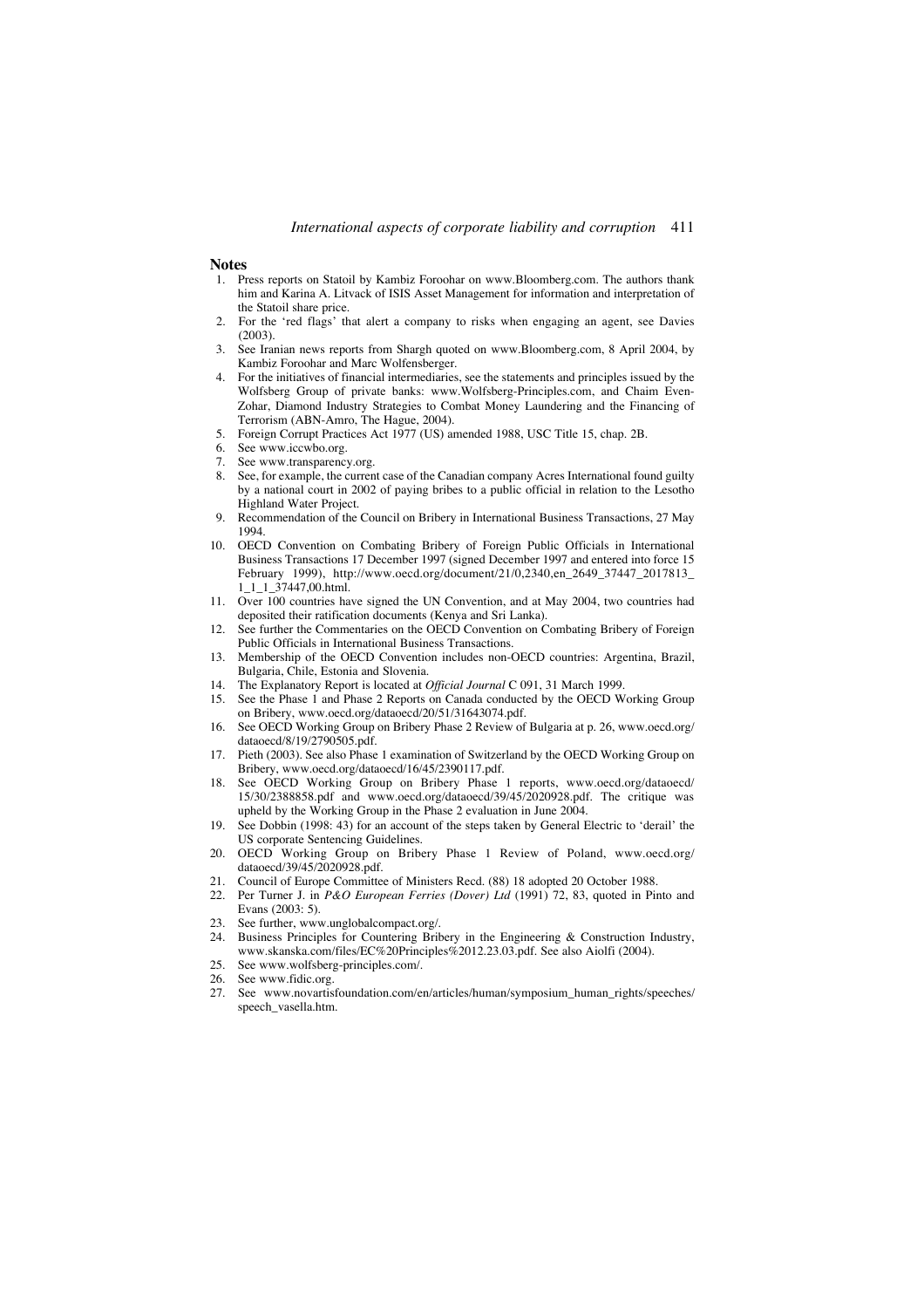## Notes

1. Press reports on Statoil by Kambiz Foroohar on www.Bloomberg.com. The authors thank him and Karina A. Litvack of ISIS Asset Management for information and interpretation of the Statoil share price.
2. For the 'red flags' that alert a company to risks when engaging an agent, see Davies (2003).
3. See Iranian news reports from Shargh quoted on www.Bloomberg.com, 8 April 2004, by Kambiz Foroohar and Marc Wolfensberger.
4. For the initiatives of financial intermediaries, see the statements and principles issued by the Wolfsberg Group of private banks: www.Wolfsberg-Principles.com, and Chaim Even-Zohar, Diamond Industry Strategies to Combat Money Laundering and the Financing of Terrorism (ABN-Amro, The Hague, 2004).
5. Foreign Corrupt Practices Act 1977 (US) amended 1988, USC Title 15, chap. 2B.
6. See www.iccwbo.org.
7. See www.transparency.org.
8. See, for example, the current case of the Canadian company Acres International found guilty by a national court in 2002 of paying bribes to a public official in relation to the Lesotho Highland Water Project.
9. Recommendation of the Council on Bribery in International Business Transactions, 27 May 1994.
10. OECD Convention on Combating Bribery of Foreign Public Officials in International Business Transactions 17 December 1997 (signed December 1997 and entered into force 15 February 1999), http://www.oecd.org/document/21/0,2340,en_2649_37447_2017813_1_1_1_37447,00.html.
11. Over 100 countries have signed the UN Convention, and at May 2004, two countries had deposited their ratification documents (Kenya and Sri Lanka).
12. See further the Commentaries on the OECD Convention on Combating Bribery of Foreign Public Officials in International Business Transactions.
13. Membership of the OECD Convention includes non-OECD countries: Argentina, Brazil, Bulgaria, Chile, Estonia and Slovenia.
14. The Explanatory Report is located at *Official Journal* C 091, 31 March 1999.
15. See the Phase 1 and Phase 2 Reports on Canada conducted by the OECD Working Group on Bribery, www.oecd.org/dataoecd/20/51/31643074.pdf.
16. See OECD Working Group on Bribery Phase 2 Review of Bulgaria at p. 26, www.oecd.org/dataoecd/8/19/2790505.pdf.
17. Pieth (2003). See also Phase 1 examination of Switzerland by the OECD Working Group on Bribery, www.oecd.org/dataoecd/16/45/2390117.pdf.
18. See OECD Working Group on Bribery Phase 1 reports, www.oecd.org/dataoecd/15/30/2388858.pdf and www.oecd.org/dataoecd/39/45/2020928.pdf. The critique was upheld by the Working Group in the Phase 2 evaluation in June 2004.
19. See Dobbin (1998: 43) for an account of the steps taken by General Electric to 'derail' the US corporate Sentencing Guidelines.
20. OECD Working Group on Bribery Phase 1 Review of Poland, www.oecd.org/dataoecd/39/45/2020928.pdf.
21. Council of Europe Committee of Ministers Recd. (88) 18 adopted 20 October 1988.
22. Per Turner J. in *P&O European Ferries (Dover) Ltd* (1991) 72, 83, quoted in Pinto and Evans (2003: 5).
23. See further, www.unglobalcompact.org/.
24. Business Principles for Countering Bribery in the Engineering & Construction Industry, www.skanska.com/files/EC%20Principles%2012.23.03.pdf. See also Aiolfi (2004).
25. See www.wolfsberg-principles.com/.
26. See www.fidic.org.
27. See www.novartisfoundation.com/en/articles/human/symposium_human_rights/speeches/speech_vasella.htm.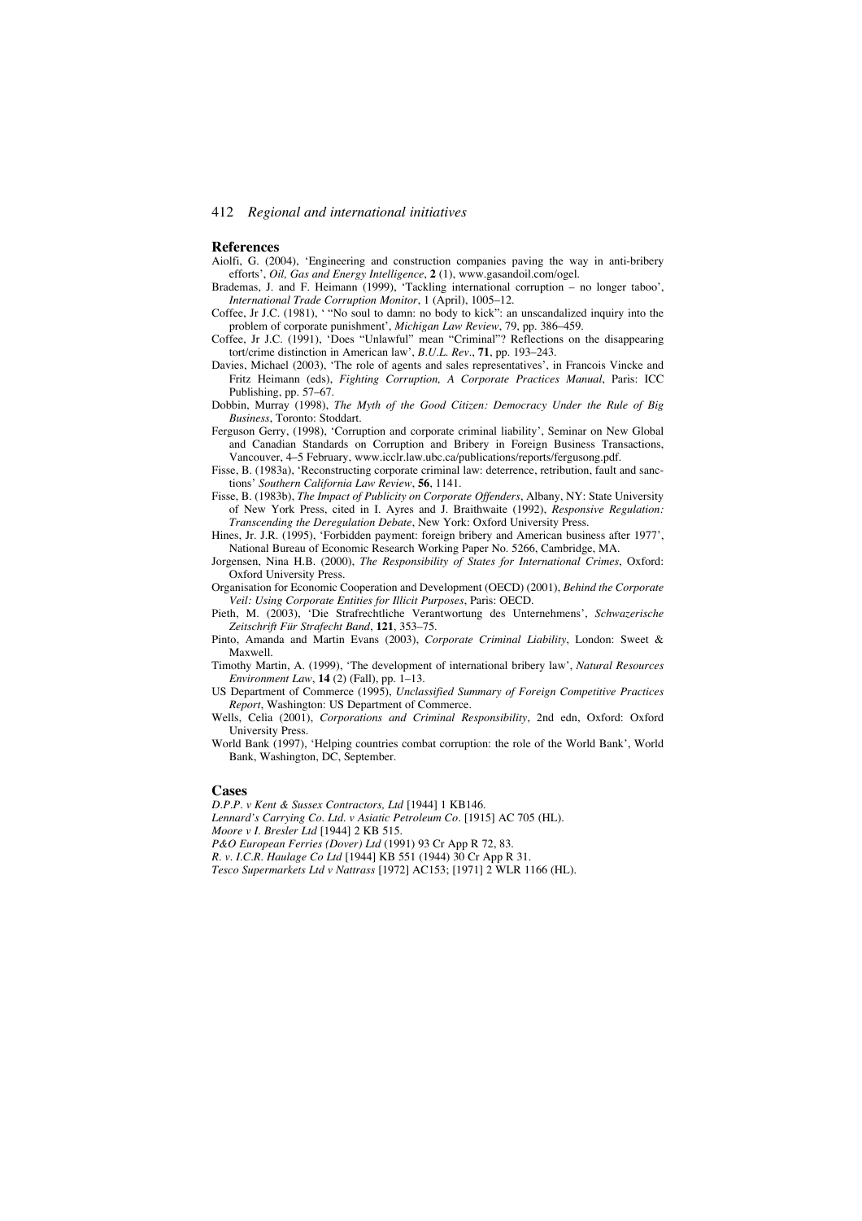## References

Aiolfi, G. (2004), 'Engineering and construction companies paving the way in anti-bribery efforts', *Oil, Gas and Energy Intelligence*, **2** (1), www.gasandoil.com/ogel.

Brademas, J. and F. Heimann (1999), 'Tackling international corruption – no longer taboo', *International Trade Corruption Monitor*, 1 (April), 1005–12.

Coffee, Jr J.C. (1981), ' "No soul to damn: no body to kick": an unscandalized inquiry into the problem of corporate punishment', *Michigan Law Review*, 79, pp. 386–459.

Coffee, Jr J.C. (1991), 'Does "Unlawful" mean "Criminal"? Reflections on the disappearing tort/crime distinction in American law', *B.U.L. Rev.*, **71**, pp. 193–243.

Davies, Michael (2003), 'The role of agents and sales representatives', in Francois Vincke and Fritz Heimann (eds), *Fighting Corruption, A Corporate Practices Manual*, Paris: ICC Publishing, pp. 57–67.

Dobbin, Murray (1998), *The Myth of the Good Citizen: Democracy Under the Rule of Big Business*, Toronto: Stoddart.

Ferguson Gerry, (1998), 'Corruption and corporate criminal liability', Seminar on New Global and Canadian Standards on Corruption and Bribery in Foreign Business Transactions, Vancouver, 4–5 February, www.icclr.law.ubc.ca/publications/reports/fergusong.pdf.

Fisse, B. (1983a), 'Reconstructing corporate criminal law: deterrence, retribution, fault and sanctions' *Southern California Law Review*, **56**, 1141.

Fisse, B. (1983b), *The Impact of Publicity on Corporate Offenders*, Albany, NY: State University of New York Press, cited in I. Ayres and J. Braithwaite (1992), *Responsive Regulation: Transcending the Deregulation Debate*, New York: Oxford University Press.

Hines, Jr. J.R. (1995), 'Forbidden payment: foreign bribery and American business after 1977', National Bureau of Economic Research Working Paper No. 5266, Cambridge, MA.

Jorgensen, Nina H.B. (2000), *The Responsibility of States for International Crimes*, Oxford: Oxford University Press.

Organisation for Economic Cooperation and Development (OECD) (2001), *Behind the Corporate Veil: Using Corporate Entities for Illicit Purposes*, Paris: OECD.

Pieth, M. (2003), 'Die Strafrechtliche Verantwortung des Unternehmens', *Schwazerische Zeitschrift Für Strafecht Band*, **121**, 353–75.

Pinto, Amanda and Martin Evans (2003), *Corporate Criminal Liability*, London: Sweet & Maxwell.

Timothy Martin, A. (1999), 'The development of international bribery law', *Natural Resources Environment Law*, **14** (2) (Fall), pp. 1–13.

US Department of Commerce (1995), *Unclassified Summary of Foreign Competitive Practices Report*, Washington: US Department of Commerce.

Wells, Celia (2001), *Corporations and Criminal Responsibility*, 2nd edn, Oxford: Oxford University Press.

World Bank (1997), 'Helping countries combat corruption: the role of the World Bank', World Bank, Washington, DC, September.

## Cases

*D.P.P. v Kent & Sussex Contractors, Ltd* [1944] 1 KB146.

*Lennard's Carrying Co. Ltd. v Asiatic Petroleum Co.* [1915] AC 705 (HL).

*Moore v I. Bresler Ltd* [1944] 2 KB 515.

*P&O European Ferries (Dover) Ltd* (1991) 93 Cr App R 72, 83.

*R. v. I.C.R. Haulage Co Ltd* [1944] KB 551 (1944) 30 Cr App R 31.

*Tesco Supermarkets Ltd v Nattrass* [1972] AC153; [1971] 2 WLR 1166 (HL).